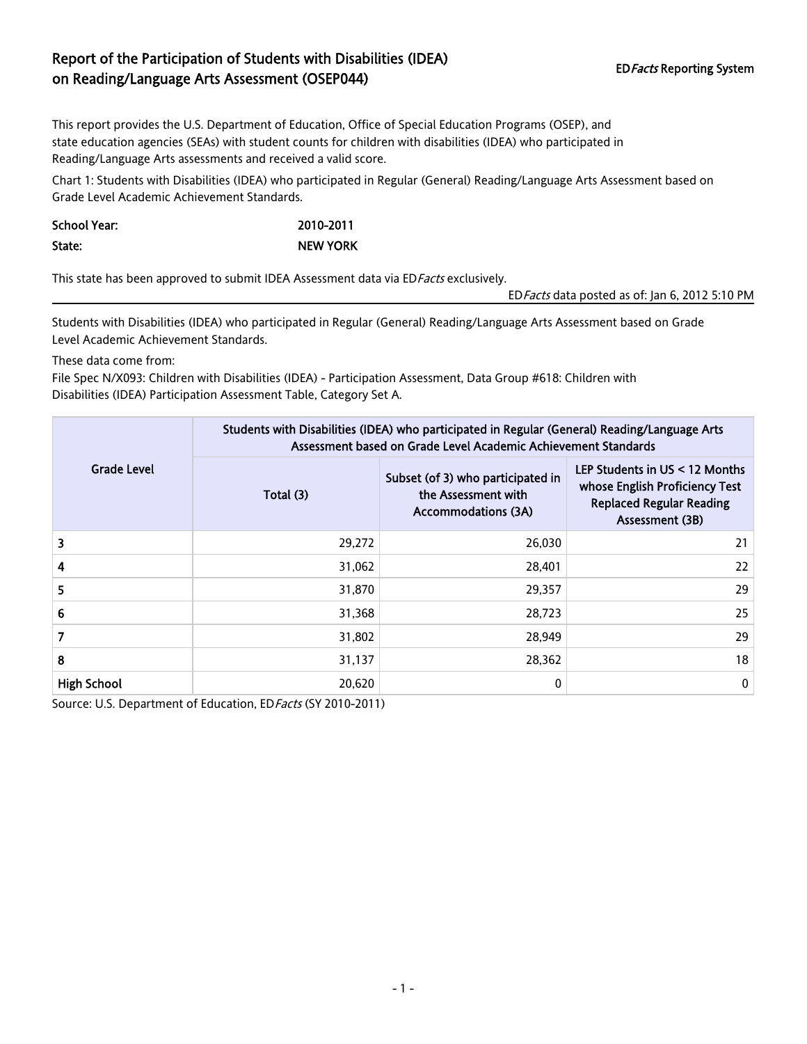# Report of the Participation of Students with Disabilities (IDEA) on Reading/Language Arts Assessment (OSEP044)

ED*Facts* Reporting System

This report provides the U.S. Department of Education, Office of Special Education Programs (OSEP), and state education agencies (SEAs) with student counts for children with disabilities (IDEA) who participated in Reading/Language Arts assessments and received a valid score.

Chart 1: Students with Disabilities (IDEA) who participated in Regular (General) Reading/Language Arts Assessment based on Grade Level Academic Achievement Standards.

**School Year:** 2010-2011

**State:** NEW YORK

This state has been approved to submit IDEA Assessment data via ED*Facts* exclusively.

ED*Facts* data posted as of: Jan 6, 2012 5:10 PM

Students with Disabilities (IDEA) who participated in Regular (General) Reading/Language Arts Assessment based on Grade Level Academic Achievement Standards.

These data come from:

File Spec N/X093: Children with Disabilities (IDEA) - Participation Assessment, Data Group #618: Children with Disabilities (IDEA) Participation Assessment Table, Category Set A.

| Grade Level | Students with Disabilities (IDEA) who participated in Regular (General) Reading/Language Arts Assessment based on Grade Level Academic Achievement Standards | | |
|---|---|---|---|
| | Total (3) | Subset (of 3) who participated in the Assessment with Accommodations (3A) | LEP Students in US < 12 Months whose English Proficiency Test Replaced Regular Reading Assessment (3B) |
| 3 | 29,272 | 26,030 | 21 |
| 4 | 31,062 | 28,401 | 22 |
| 5 | 31,870 | 29,357 | 29 |
| 6 | 31,368 | 28,723 | 25 |
| 7 | 31,802 | 28,949 | 29 |
| 8 | 31,137 | 28,362 | 18 |
| High School | 20,620 | 0 | 0 |

Source: U.S. Department of Education, ED*Facts* (SY 2010-2011)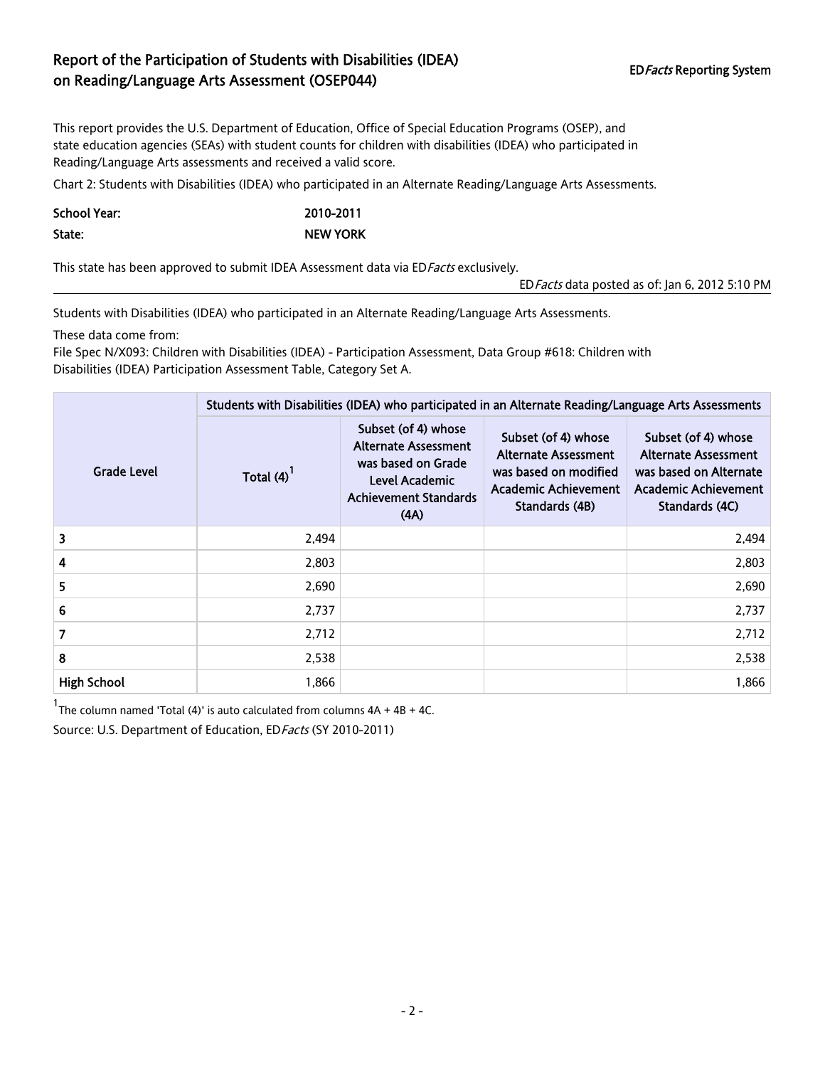# Report of the Participation of Students with Disabilities (IDEA) on Reading/Language Arts Assessment (OSEP044)

ED*Facts* Reporting System

This report provides the U.S. Department of Education, Office of Special Education Programs (OSEP), and state education agencies (SEAs) with student counts for children with disabilities (IDEA) who participated in Reading/Language Arts assessments and received a valid score.

Chart 2: Students with Disabilities (IDEA) who participated in an Alternate Reading/Language Arts Assessments.

| | |
|---|---|
| **School Year:** | **2010-2011** |
| **State:** | **NEW YORK** |

This state has been approved to submit IDEA Assessment data via ED*Facts* exclusively.

ED*Facts* data posted as of: Jan 6, 2012 5:10 PM

Students with Disabilities (IDEA) who participated in an Alternate Reading/Language Arts Assessments.

These data come from:
File Spec N/X093: Children with Disabilities (IDEA) - Participation Assessment, Data Group #618: Children with Disabilities (IDEA) Participation Assessment Table, Category Set A.

| Grade Level | Students with Disabilities (IDEA) who participated in an Alternate Reading/Language Arts Assessments | | | |
|---|---|---|---|---|
| | Total (4)[1] | Subset (of 4) whose Alternate Assessment was based on Grade Level Academic Achievement Standards (4A) | Subset (of 4) whose Alternate Assessment was based on modified Academic Achievement Standards (4B) | Subset (of 4) whose Alternate Assessment was based on Alternate Academic Achievement Standards (4C) |
| 3 | 2,494 | | | 2,494 |
| 4 | 2,803 | | | 2,803 |
| 5 | 2,690 | | | 2,690 |
| 6 | 2,737 | | | 2,737 |
| 7 | 2,712 | | | 2,712 |
| 8 | 2,538 | | | 2,538 |
| High School | 1,866 | | | 1,866 |

[1] The column named 'Total (4)' is auto calculated from columns 4A + 4B + 4C.

Source: U.S. Department of Education, ED*Facts* (SY 2010-2011)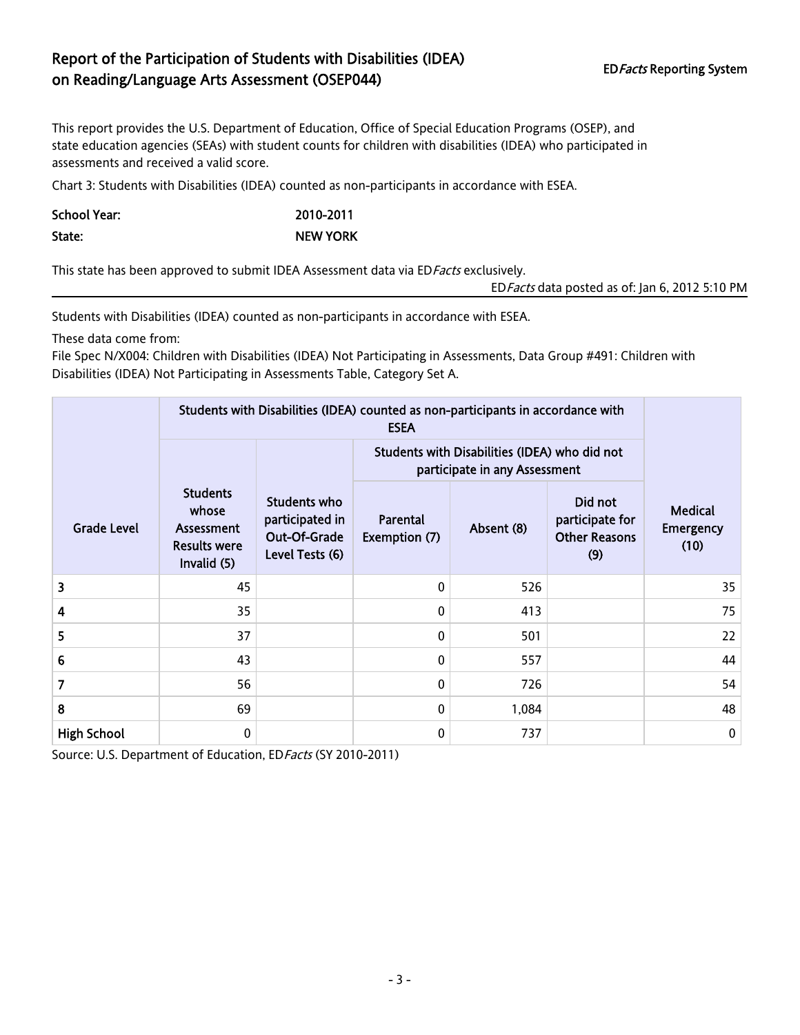# Report of the Participation of Students with Disabilities (IDEA) on Reading/Language Arts Assessment (OSEP044)

ED*Facts* Reporting System

This report provides the U.S. Department of Education, Office of Special Education Programs (OSEP), and state education agencies (SEAs) with student counts for children with disabilities (IDEA) who participated in assessments and received a valid score.

Chart 3: Students with Disabilities (IDEA) counted as non-participants in accordance with ESEA.

**School Year:** 2010-2011

**State:** NEW YORK

This state has been approved to submit IDEA Assessment data via ED*Facts* exclusively.

ED*Facts* data posted as of: Jan 6, 2012 5:10 PM

Students with Disabilities (IDEA) counted as non-participants in accordance with ESEA.

These data come from:

File Spec N/X004: Children with Disabilities (IDEA) Not Participating in Assessments, Data Group #491: Children with Disabilities (IDEA) Not Participating in Assessments Table, Category Set A.

| Grade Level | Students with Disabilities (IDEA) counted as non-participants in accordance with ESEA | | | | | Medical Emergency (10) |
|---|---|---|---|---|---|---|
| | Students whose Assessment Results were Invalid (5) | Students who participated in Out-Of-Grade Level Tests (6) | Students with Disabilities (IDEA) who did not participate in any Assessment | | | |
| | | | Parental Exemption (7) | Absent (8) | Did not participate for Other Reasons (9) | |
| 3 | 45 | | 0 | 526 | | 35 |
| 4 | 35 | | 0 | 413 | | 75 |
| 5 | 37 | | 0 | 501 | | 22 |
| 6 | 43 | | 0 | 557 | | 44 |
| 7 | 56 | | 0 | 726 | | 54 |
| 8 | 69 | | 0 | 1,084 | | 48 |
| High School | 0 | | 0 | 737 | | 0 |

Source: U.S. Department of Education, ED*Facts* (SY 2010-2011)